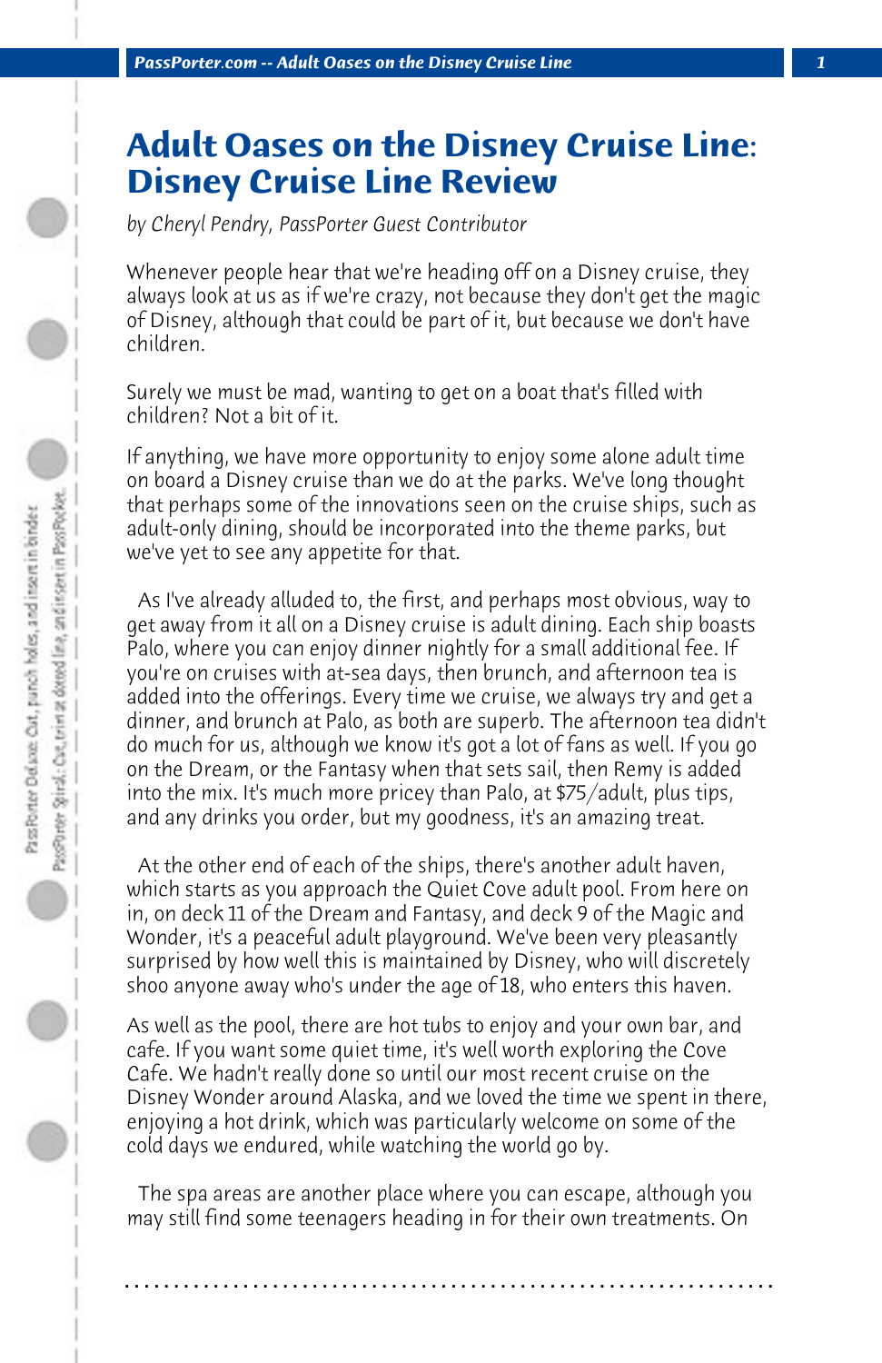# Adult Oases on the Disney Cruise Line: Disney Cruise Line Review

*by Cheryl Pendry, PassPorter Guest Contributor*

Whenever people hear that we're heading off on a Disney cruise, they always look at us as if we're crazy, not because they don't get the magic of Disney, although that could be part of it, but because we don't have children.

Surely we must be mad, wanting to get on a boat that's filled with children? Not a bit of it.

If anything, we have more opportunity to enjoy some alone adult time on board a Disney cruise than we do at the parks. We've long thought that perhaps some of the innovations seen on the cruise ships, such as adult-only dining, should be incorporated into the theme parks, but we've yet to see any appetite for that.

As I've already alluded to, the first, and perhaps most obvious, way to get away from it all on a Disney cruise is adult dining. Each ship boasts Palo, where you can enjoy dinner nightly for a small additional fee. If you're on cruises with at-sea days, then brunch, and afternoon tea is added into the offerings. Every time we cruise, we always try and get a dinner, and brunch at Palo, as both are superb. The afternoon tea didn't do much for us, although we know it's got a lot of fans as well. If you go on the Dream, or the Fantasy when that sets sail, then Remy is added into the mix. It's much more pricey than Palo, at $75/adult, plus tips, and any drinks you order, but my goodness, it's an amazing treat.

At the other end of each of the ships, there's another adult haven, which starts as you approach the Quiet Cove adult pool. From here on in, on deck 11 of the Dream and Fantasy, and deck 9 of the Magic and Wonder, it's a peaceful adult playground. We've been very pleasantly surprised by how well this is maintained by Disney, who will discretely shoo anyone away who's under the age of 18, who enters this haven.

As well as the pool, there are hot tubs to enjoy and your own bar, and cafe. If you want some quiet time, it's well worth exploring the Cove Cafe. We hadn't really done so until our most recent cruise on the Disney Wonder around Alaska, and we loved the time we spent in there, enjoying a hot drink, which was particularly welcome on some of the cold days we endured, while watching the world go by.

The spa areas are another place where you can escape, although you may still find some teenagers heading in for their own treatments. On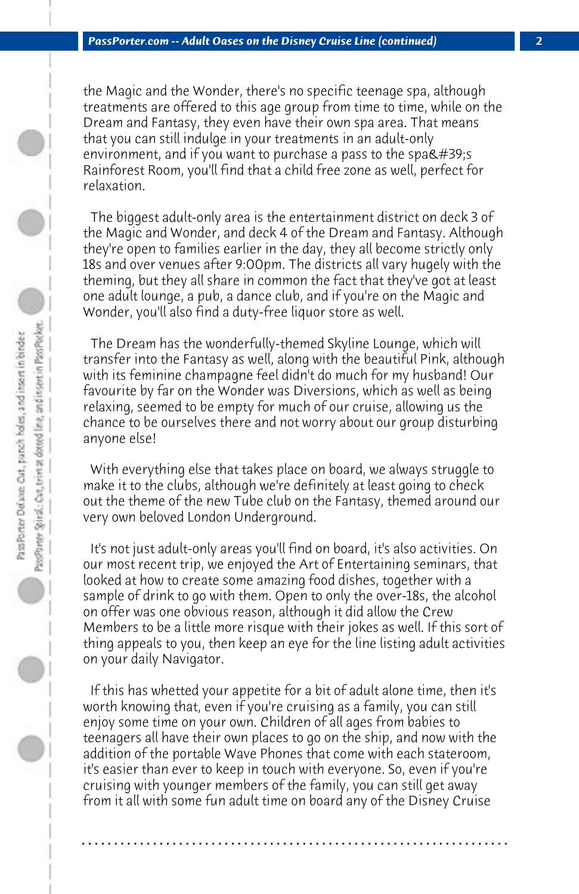the Magic and the Wonder, there's no specific teenage spa, although treatments are offered to this age group from time to time, while on the Dream and Fantasy, they even have their own spa area. That means that you can still indulge in your treatments in an adult-only environment, and if you want to purchase a pass to the spa&#39;s Rainforest Room, you'll find that a child free zone as well, perfect for relaxation.

The biggest adult-only area is the entertainment district on deck 3 of the Magic and Wonder, and deck 4 of the Dream and Fantasy. Although they're open to families earlier in the day, they all become strictly only 18s and over venues after 9:00pm. The districts all vary hugely with the theming, but they all share in common the fact that they've got at least one adult lounge, a pub, a dance club, and if you're on the Magic and Wonder, you'll also find a duty-free liquor store as well.

The Dream has the wonderfully-themed Skyline Lounge, which will transfer into the Fantasy as well, along with the beautiful Pink, although with its feminine champagne feel didn't do much for my husband! Our favourite by far on the Wonder was Diversions, which as well as being relaxing, seemed to be empty for much of our cruise, allowing us the chance to be ourselves there and not worry about our group disturbing anyone else!

With everything else that takes place on board, we always struggle to make it to the clubs, although we're definitely at least going to check out the theme of the new Tube club on the Fantasy, themed around our very own beloved London Underground.

It's not just adult-only areas you'll find on board, it's also activities. On our most recent trip, we enjoyed the Art of Entertaining seminars, that looked at how to create some amazing food dishes, together with a sample of drink to go with them. Open to only the over-18s, the alcohol on offer was one obvious reason, although it did allow the Crew Members to be a little more risque with their jokes as well. If this sort of thing appeals to you, then keep an eye for the line listing adult activities on your daily Navigator.

If this has whetted your appetite for a bit of adult alone time, then it's worth knowing that, even if you're cruising as a family, you can still enjoy some time on your own. Children of all ages from babies to teenagers all have their own places to go on the ship, and now with the addition of the portable Wave Phones that come with each stateroom, it's easier than ever to keep in touch with everyone. So, even if you're cruising with younger members of the family, you can still get away from it all with some fun adult time on board any of the Disney Cruise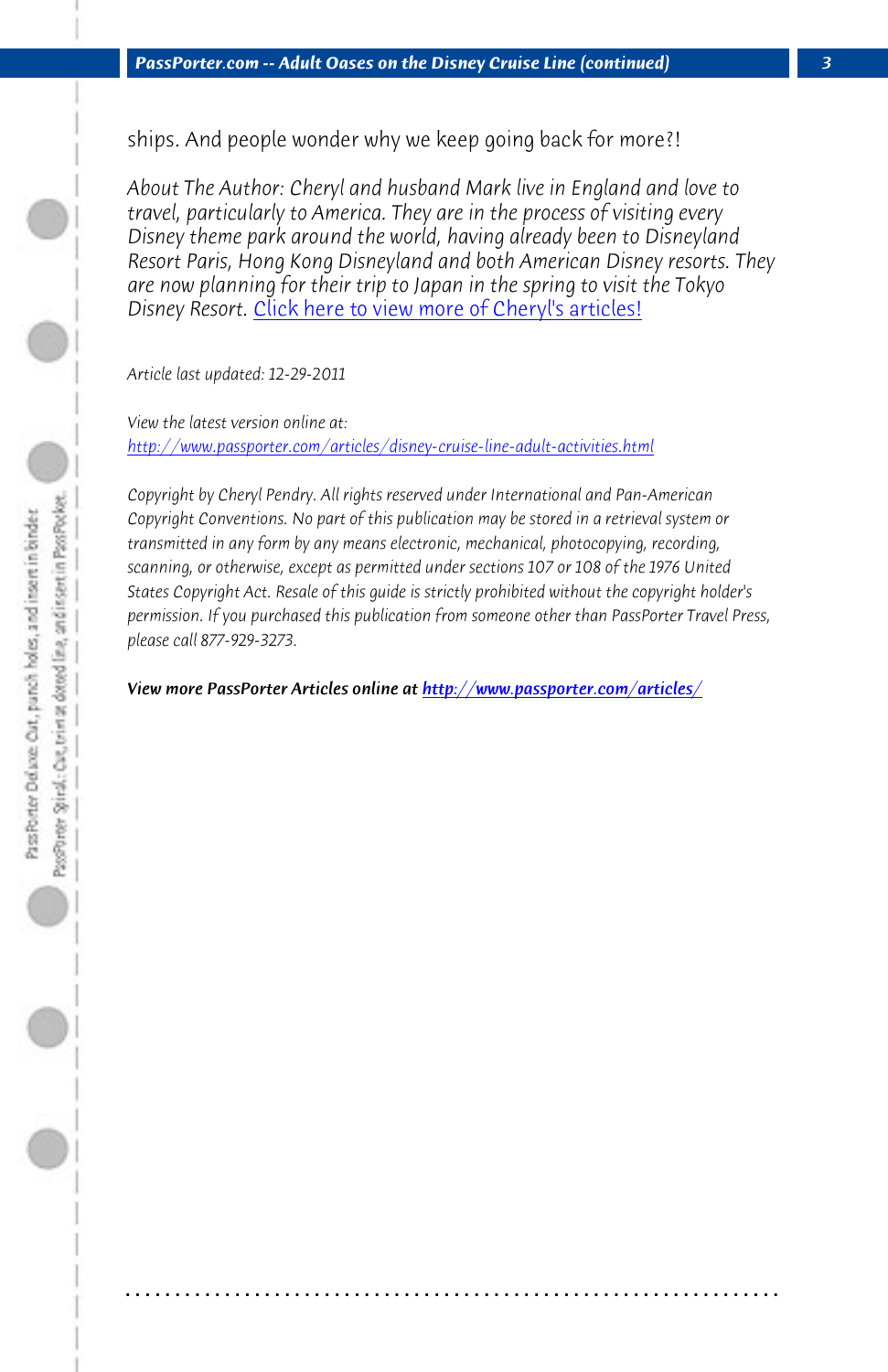ships. And people wonder why we keep going back for more?!

*About The Author: Cheryl and husband Mark live in England and love to travel, particularly to America. They are in the process of visiting every Disney theme park around the world, having already been to Disneyland Resort Paris, Hong Kong Disneyland and both American Disney resorts. They are now planning for their trip to Japan in the spring to visit the Tokyo Disney Resort.* Click here to view more of Cheryl's articles!

*Article last updated: 12-29-2011*

*View the latest version online at:*
*http://www.passporter.com/articles/disney-cruise-line-adult-activities.html*

*Copyright by Cheryl Pendry. All rights reserved under International and Pan-American Copyright Conventions. No part of this publication may be stored in a retrieval system or transmitted in any form by any means electronic, mechanical, photocopying, recording, scanning, or otherwise, except as permitted under sections 107 or 108 of the 1976 United States Copyright Act. Resale of this guide is strictly prohibited without the copyright holder's permission. If you purchased this publication from someone other than PassPorter Travel Press, please call 877-929-3273.*

***View more PassPorter Articles online at http://www.passporter.com/articles/***